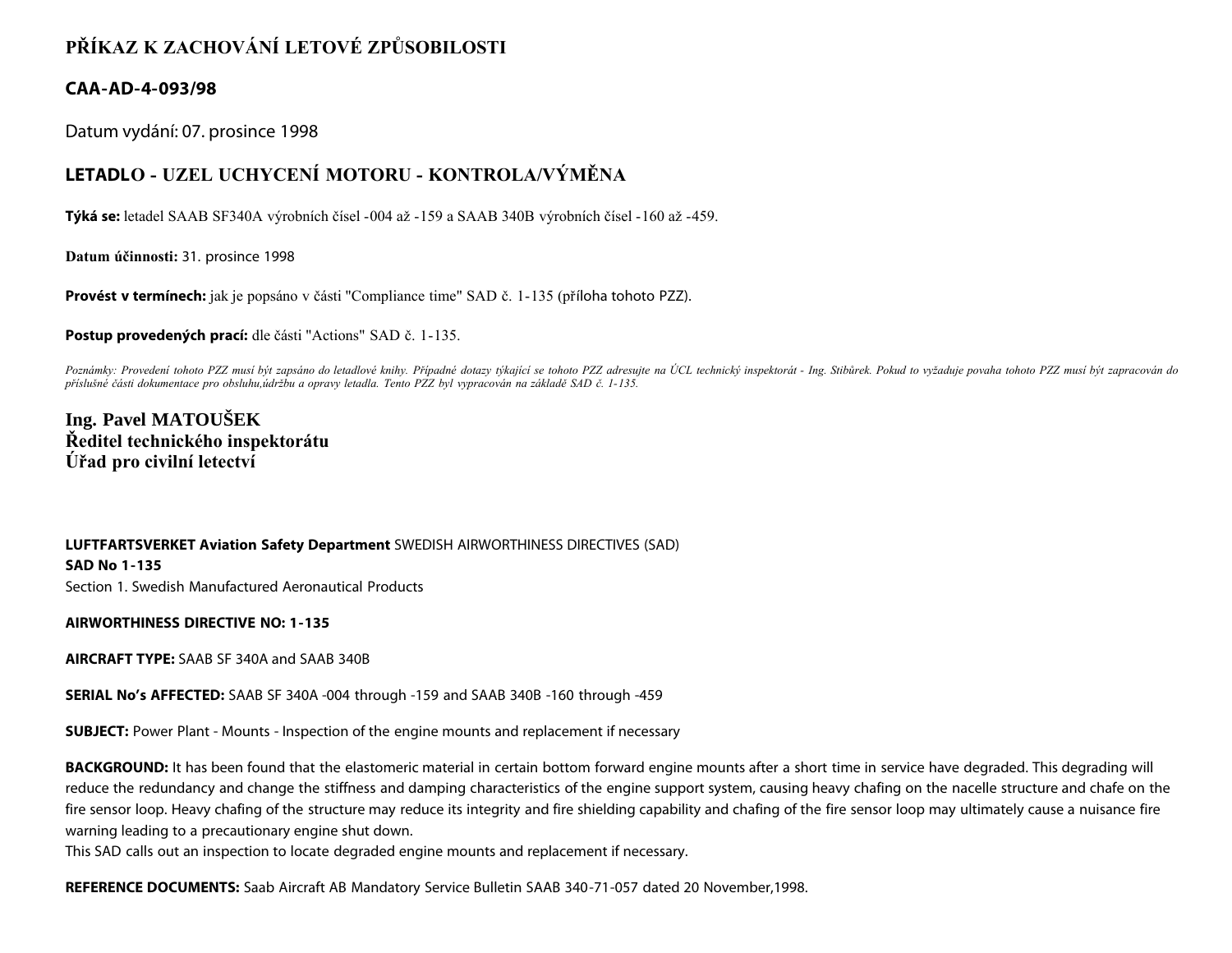# PŘÍKAZ K ZACHOVÁNÍ LETOVÉ ZPŮSOBILOSTI

## CAA-AD-4-093/98

Datum vydání: 07. prosince 1998

## LETADLO - UZEL UCHYCENÍ MOTORU - KONTROLA/VÝMĚNA

**Týká se:** letadel SAAB SF340A výrobních čísel -004 až -159 a SAAB 340B výrobních čísel -160 až -459.

**Datum účinnosti:** 31. prosince 1998

**Provést v termínech:** jak je popsáno v části "Compliance time" SAD č. 1-135 (příloha tohoto PZZ).

**Postup provedených prací:** dle části "Actions" SAD č. 1-135.

*Poznámky: Provedení tohoto PZZ musí být zapsáno do letadlové knihy. Případné dotazy týkající se tohoto PZZ adresujte na ÚCL technický inspektorát - Ing. Stibůrek. Pokud to vyžaduje povaha tohoto PZZ musí být zapracován do příslušné části dokumentace pro obsluhu,údržbu a opravy letadla. Tento PZZ byl vypracován na základě SAD č. 1-135.*

**Ing. Pavel MATOUŠEK**
**Ředitel technického inspektorátu**
**Úřad pro civilní letectví**

**LUFTFARTSVERKET Aviation Safety Department** SWEDISH AIRWORTHINESS DIRECTIVES (SAD)
**SAD No 1-135**
Section 1. Swedish Manufactured Aeronautical Products

**AIRWORTHINESS DIRECTIVE NO: 1-135**

**AIRCRAFT TYPE:** SAAB SF 340A and SAAB 340B

**SERIAL No's AFFECTED:** SAAB SF 340A -004 through -159 and SAAB 340B -160 through -459

**SUBJECT:** Power Plant - Mounts - Inspection of the engine mounts and replacement if necessary

**BACKGROUND:** It has been found that the elastomeric material in certain bottom forward engine mounts after a short time in service have degraded. This degrading will reduce the redundancy and change the stiffness and damping characteristics of the engine support system, causing heavy chafing on the nacelle structure and chafe on the fire sensor loop. Heavy chafing of the structure may reduce its integrity and fire shielding capability and chafing of the fire sensor loop may ultimately cause a nuisance fire warning leading to a precautionary engine shut down.
This SAD calls out an inspection to locate degraded engine mounts and replacement if necessary.

**REFERENCE DOCUMENTS:** Saab Aircraft AB Mandatory Service Bulletin SAAB 340-71-057 dated 20 November,1998.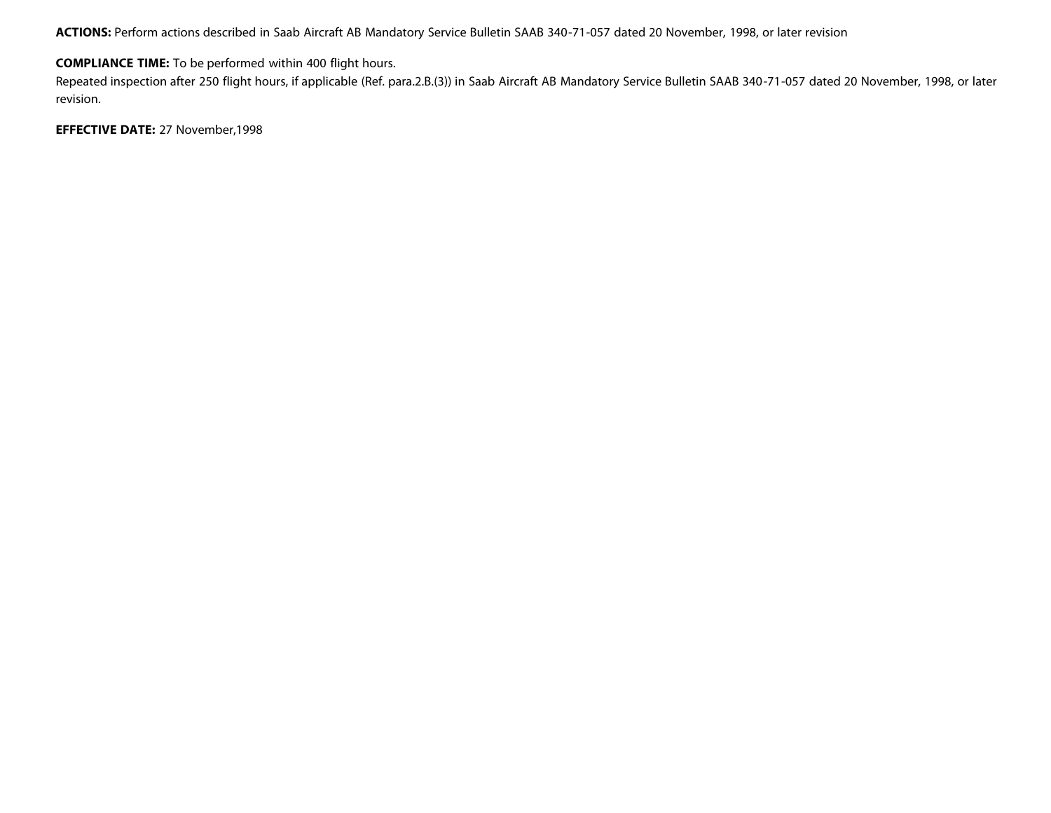**ACTIONS:** Perform actions described in Saab Aircraft AB Mandatory Service Bulletin SAAB 340-71-057 dated 20 November, 1998, or later revision

**COMPLIANCE TIME:** To be performed within 400 flight hours.
Repeated inspection after 250 flight hours, if applicable (Ref. para.2.B.(3)) in Saab Aircraft AB Mandatory Service Bulletin SAAB 340-71-057 dated 20 November, 1998, or later revision.

**EFFECTIVE DATE:** 27 November,1998